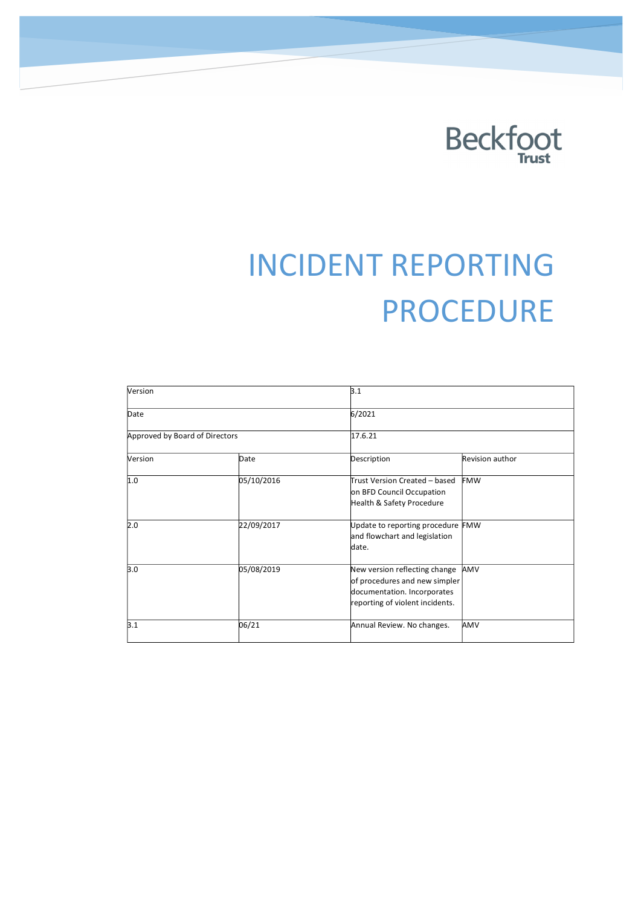Beckfoot Trust

# INCIDENT REPORTING PROCEDURE

| Version | | 3.1 | |
|---|---|---|---|
| Date | | 6/2021 | |
| Approved by Board of Directors | | 17.6.21 | |
| Version | Date | Description | Revision author |
| 1.0 | 05/10/2016 | Trust Version Created – based on BFD Council Occupation Health & Safety Procedure | FMW |
| 2.0 | 22/09/2017 | Update to reporting procedure and flowchart and legislation date. | FMW |
| 3.0 | 05/08/2019 | New version reflecting change of procedures and new simpler documentation. Incorporates reporting of violent incidents. | AMV |
| 3.1 | 06/21 | Annual Review. No changes. | AMV |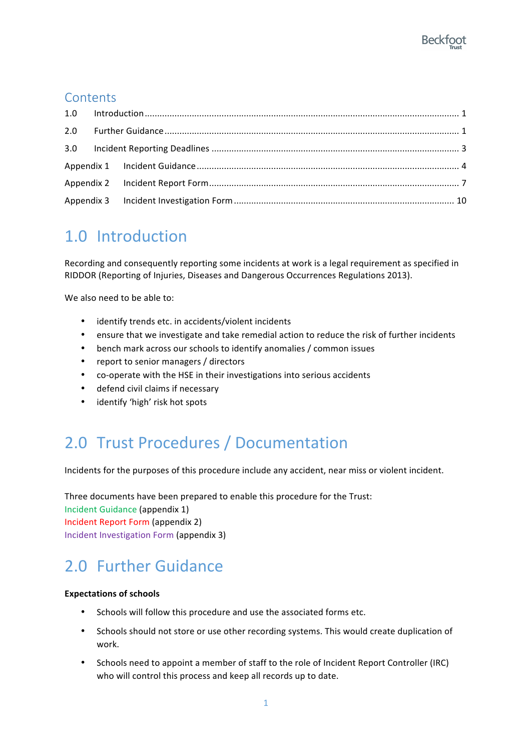## Contents

| | | |
|---|---|---|
| 1.0 | Introduction | 1 |
| 2.0 | Further Guidance | 1 |
| 3.0 | Incident Reporting Deadlines | 3 |
| Appendix 1 | Incident Guidance | 4 |
| Appendix 2 | Incident Report Form | 7 |
| Appendix 3 | Incident Investigation Form | 10 |

# 1.0 Introduction

Recording and consequently reporting some incidents at work is a legal requirement as specified in RIDDOR (Reporting of Injuries, Diseases and Dangerous Occurrences Regulations 2013).

We also need to be able to:

- identify trends etc. in accidents/violent incidents
- ensure that we investigate and take remedial action to reduce the risk of further incidents
- bench mark across our schools to identify anomalies / common issues
- report to senior managers / directors
- co-operate with the HSE in their investigations into serious accidents
- defend civil claims if necessary
- identify 'high' risk hot spots

# 2.0 Trust Procedures / Documentation

Incidents for the purposes of this procedure include any accident, near miss or violent incident.

Three documents have been prepared to enable this procedure for the Trust:
Incident Guidance (appendix 1)
Incident Report Form (appendix 2)
Incident Investigation Form (appendix 3)

# 2.0 Further Guidance

**Expectations of schools**

- Schools will follow this procedure and use the associated forms etc.
- Schools should not store or use other recording systems. This would create duplication of work.
- Schools need to appoint a member of staff to the role of Incident Report Controller (IRC) who will control this process and keep all records up to date.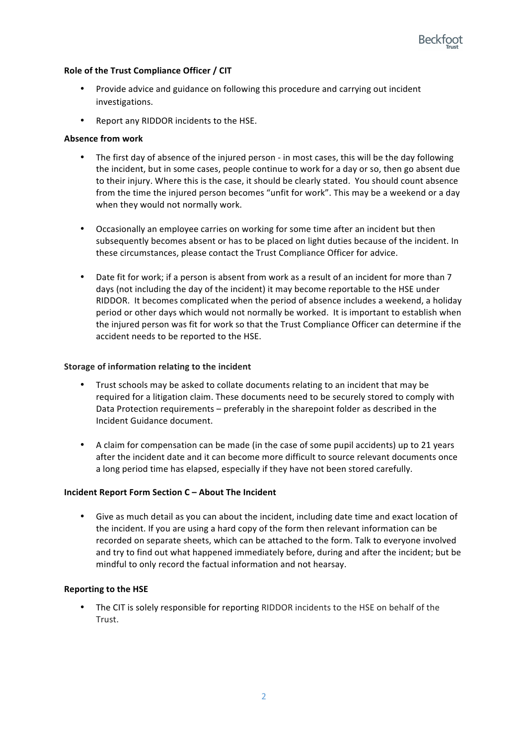**Role of the Trust Compliance Officer / CIT**

- Provide advice and guidance on following this procedure and carrying out incident investigations.
- Report any RIDDOR incidents to the HSE.

**Absence from work**

- The first day of absence of the injured person - in most cases, this will be the day following the incident, but in some cases, people continue to work for a day or so, then go absent due to their injury. Where this is the case, it should be clearly stated. You should count absence from the time the injured person becomes "unfit for work". This may be a weekend or a day when they would not normally work.

- Occasionally an employee carries on working for some time after an incident but then subsequently becomes absent or has to be placed on light duties because of the incident. In these circumstances, please contact the Trust Compliance Officer for advice.

- Date fit for work; if a person is absent from work as a result of an incident for more than 7 days (not including the day of the incident) it may become reportable to the HSE under RIDDOR. It becomes complicated when the period of absence includes a weekend, a holiday period or other days which would not normally be worked. It is important to establish when the injured person was fit for work so that the Trust Compliance Officer can determine if the accident needs to be reported to the HSE.

**Storage of information relating to the incident**

- Trust schools may be asked to collate documents relating to an incident that may be required for a litigation claim. These documents need to be securely stored to comply with Data Protection requirements – preferably in the sharepoint folder as described in the Incident Guidance document.

- A claim for compensation can be made (in the case of some pupil accidents) up to 21 years after the incident date and it can become more difficult to source relevant documents once a long period time has elapsed, especially if they have not been stored carefully.

**Incident Report Form Section C – About The Incident**

- Give as much detail as you can about the incident, including date time and exact location of the incident. If you are using a hard copy of the form then relevant information can be recorded on separate sheets, which can be attached to the form. Talk to everyone involved and try to find out what happened immediately before, during and after the incident; but be mindful to only record the factual information and not hearsay.

**Reporting to the HSE**

- The CIT is solely responsible for reporting RIDDOR incidents to the HSE on behalf of the Trust.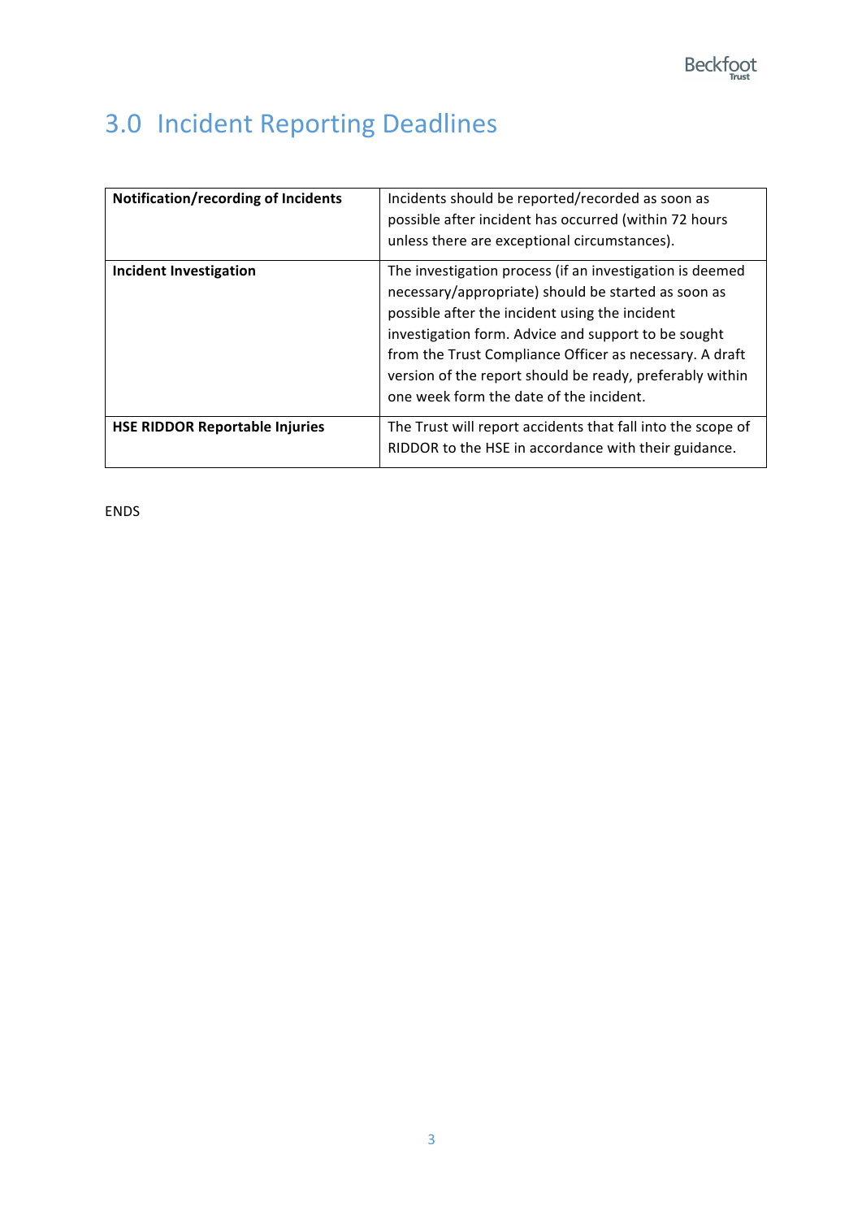## 3.0 Incident Reporting Deadlines

| | |
|---|---|
| **Notification/recording of Incidents** | Incidents should be reported/recorded as soon as possible after incident has occurred (within 72 hours unless there are exceptional circumstances). |
| **Incident Investigation** | The investigation process (if an investigation is deemed necessary/appropriate) should be started as soon as possible after the incident using the incident investigation form. Advice and support to be sought from the Trust Compliance Officer as necessary. A draft version of the report should be ready, preferably within one week form the date of the incident. |
| **HSE RIDDOR Reportable Injuries** | The Trust will report accidents that fall into the scope of RIDDOR to the HSE in accordance with their guidance. |

ENDS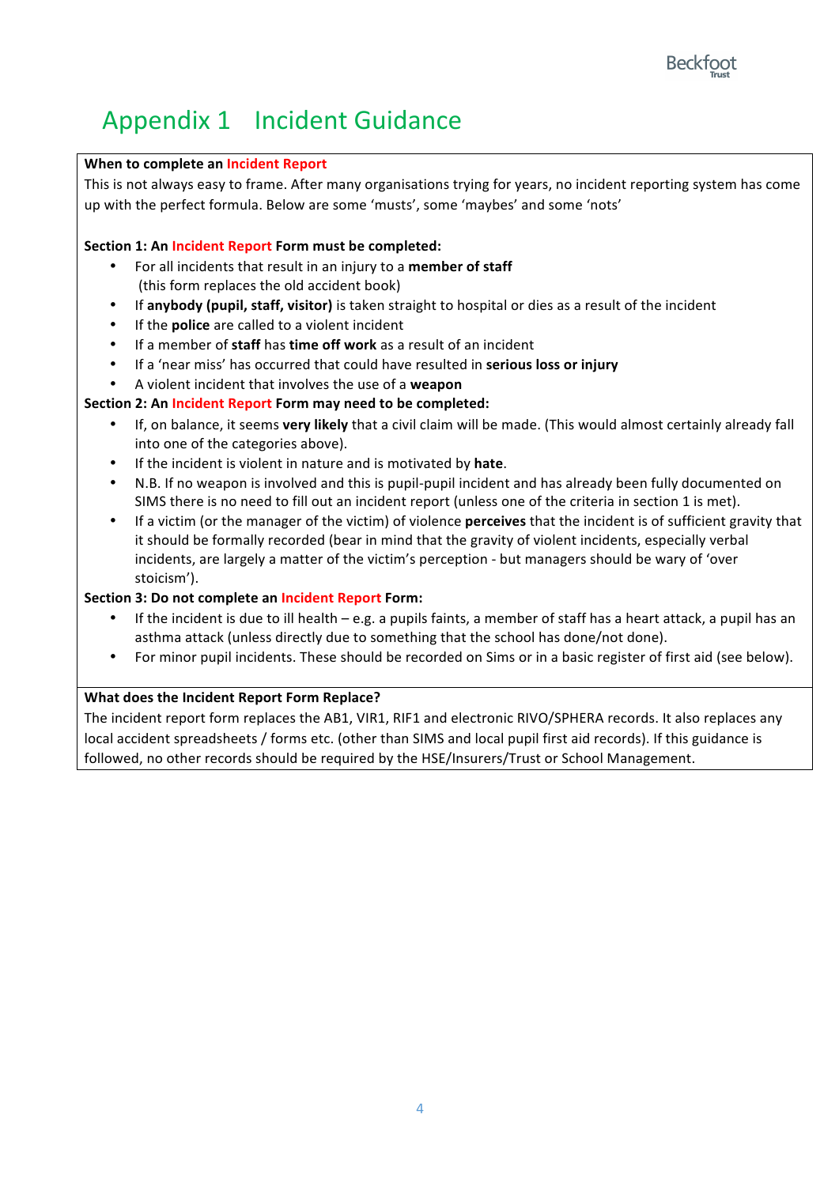# Appendix 1 Incident Guidance

**When to complete an Incident Report**

This is not always easy to frame. After many organisations trying for years, no incident reporting system has come up with the perfect formula. Below are some 'musts', some 'maybes' and some 'nots'

**Section 1: An Incident Report Form must be completed:**

- For all incidents that result in an injury to a **member of staff** (this form replaces the old accident book)
- If **anybody (pupil, staff, visitor)** is taken straight to hospital or dies as a result of the incident
- If the **police** are called to a violent incident
- If a member of **staff** has **time off work** as a result of an incident
- If a 'near miss' has occurred that could have resulted in **serious loss or injury**
- A violent incident that involves the use of a **weapon**

**Section 2: An Incident Report Form may need to be completed:**

- If, on balance, it seems **very likely** that a civil claim will be made. (This would almost certainly already fall into one of the categories above).
- If the incident is violent in nature and is motivated by **hate**.
- N.B. If no weapon is involved and this is pupil-pupil incident and has already been fully documented on SIMS there is no need to fill out an incident report (unless one of the criteria in section 1 is met).
- If a victim (or the manager of the victim) of violence **perceives** that the incident is of sufficient gravity that it should be formally recorded (bear in mind that the gravity of violent incidents, especially verbal incidents, are largely a matter of the victim's perception - but managers should be wary of 'over stoicism').

**Section 3: Do not complete an Incident Report Form:**

- If the incident is due to ill health – e.g. a pupils faints, a member of staff has a heart attack, a pupil has an asthma attack (unless directly due to something that the school has done/not done).
- For minor pupil incidents. These should be recorded on Sims or in a basic register of first aid (see below).

**What does the Incident Report Form Replace?**

The incident report form replaces the AB1, VIR1, RIF1 and electronic RIVO/SPHERA records. It also replaces any local accident spreadsheets / forms etc. (other than SIMS and local pupil first aid records). If this guidance is followed, no other records should be required by the HSE/Insurers/Trust or School Management.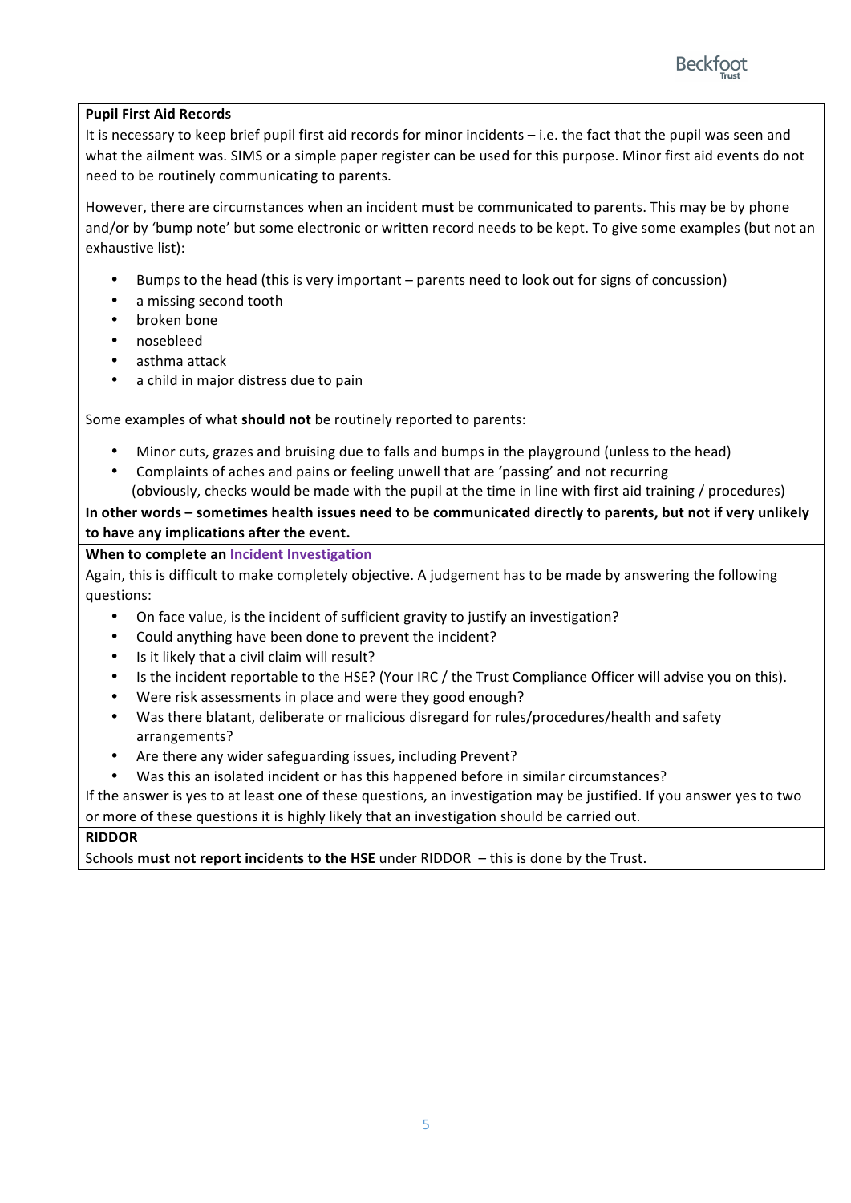**Pupil First Aid Records**

It is necessary to keep brief pupil first aid records for minor incidents – i.e. the fact that the pupil was seen and what the ailment was. SIMS or a simple paper register can be used for this purpose. Minor first aid events do not need to be routinely communicating to parents.

However, there are circumstances when an incident **must** be communicated to parents. This may be by phone and/or by 'bump note' but some electronic or written record needs to be kept. To give some examples (but not an exhaustive list):

- Bumps to the head (this is very important – parents need to look out for signs of concussion)
- a missing second tooth
- broken bone
- nosebleed
- asthma attack
- a child in major distress due to pain

Some examples of what **should not** be routinely reported to parents:

- Minor cuts, grazes and bruising due to falls and bumps in the playground (unless to the head)
- Complaints of aches and pains or feeling unwell that are 'passing' and not recurring (obviously, checks would be made with the pupil at the time in line with first aid training / procedures)

**In other words – sometimes health issues need to be communicated directly to parents, but not if very unlikely to have any implications after the event.**

**When to complete an Incident Investigation**

Again, this is difficult to make completely objective. A judgement has to be made by answering the following questions:

- On face value, is the incident of sufficient gravity to justify an investigation?
- Could anything have been done to prevent the incident?
- Is it likely that a civil claim will result?
- Is the incident reportable to the HSE? (Your IRC / the Trust Compliance Officer will advise you on this).
- Were risk assessments in place and were they good enough?
- Was there blatant, deliberate or malicious disregard for rules/procedures/health and safety arrangements?
- Are there any wider safeguarding issues, including Prevent?
- Was this an isolated incident or has this happened before in similar circumstances?

If the answer is yes to at least one of these questions, an investigation may be justified. If you answer yes to two or more of these questions it is highly likely that an investigation should be carried out.

**RIDDOR**

Schools **must not report incidents to the HSE** under RIDDOR – this is done by the Trust.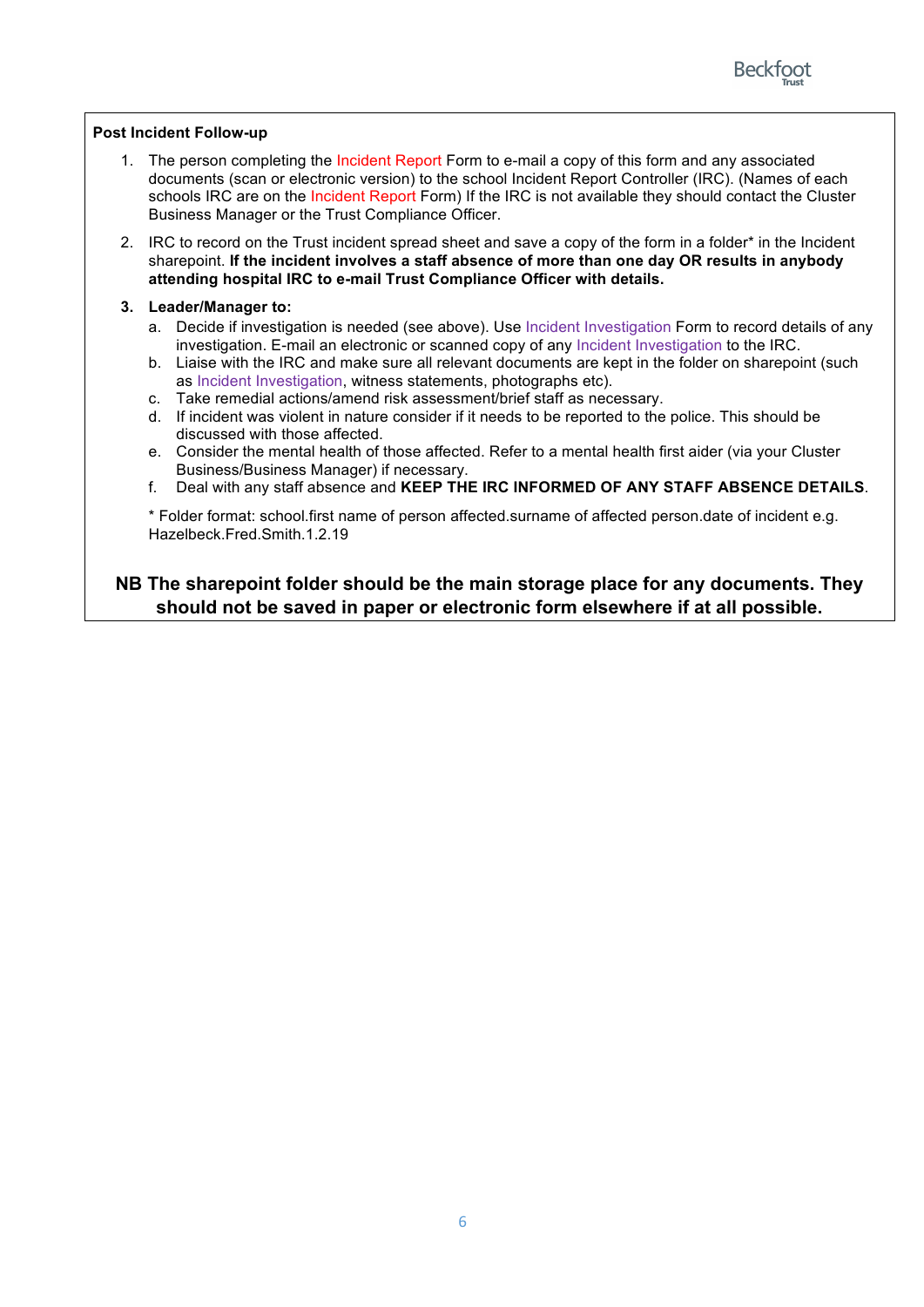**Post Incident Follow-up**

1. The person completing the Incident Report Form to e-mail a copy of this form and any associated documents (scan or electronic version) to the school Incident Report Controller (IRC). (Names of each schools IRC are on the Incident Report Form) If the IRC is not available they should contact the Cluster Business Manager or the Trust Compliance Officer.
2. IRC to record on the Trust incident spread sheet and save a copy of the form in a folder* in the Incident sharepoint. **If the incident involves a staff absence of more than one day OR results in anybody attending hospital IRC to e-mail Trust Compliance Officer with details.**
3. **Leader/Manager to:**
   a. Decide if investigation is needed (see above). Use Incident Investigation Form to record details of any investigation. E-mail an electronic or scanned copy of any Incident Investigation to the IRC.
   b. Liaise with the IRC and make sure all relevant documents are kept in the folder on sharepoint (such as Incident Investigation, witness statements, photographs etc).
   c. Take remedial actions/amend risk assessment/brief staff as necessary.
   d. If incident was violent in nature consider if it needs to be reported to the police. This should be discussed with those affected.
   e. Consider the mental health of those affected. Refer to a mental health first aider (via your Cluster Business/Business Manager) if necessary.
   f. Deal with any staff absence and **KEEP THE IRC INFORMED OF ANY STAFF ABSENCE DETAILS**.

   * Folder format: school.first name of person affected.surname of affected person.date of incident e.g. Hazelbeck.Fred.Smith.1.2.19

**NB The sharepoint folder should be the main storage place for any documents. They should not be saved in paper or electronic form elsewhere if at all possible.**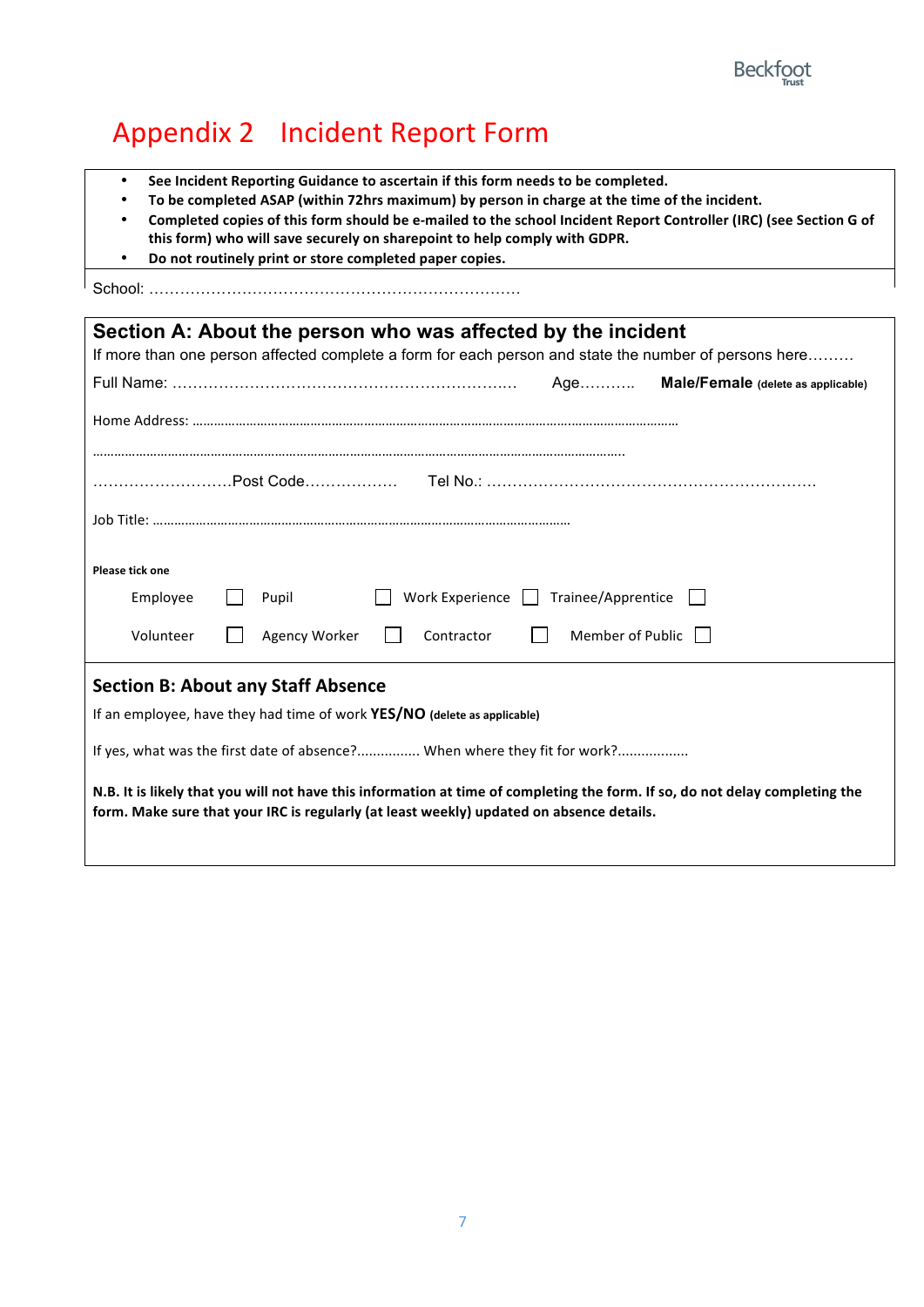# Appendix 2 Incident Report Form

- **See Incident Reporting Guidance to ascertain if this form needs to be completed.**
- **To be completed ASAP (within 72hrs maximum) by person in charge at the time of the incident.**
- **Completed copies of this form should be e-mailed to the school Incident Report Controller (IRC) (see Section G of this form) who will save securely on sharepoint to help comply with GDPR.**
- **Do not routinely print or store completed paper copies.**

School: ………………………………………………………………

## Section A: About the person who was affected by the incident

If more than one person affected complete a form for each person and state the number of persons here………

Full Name: ………………………………………………………….. Age……….. **Male/Female** **(delete as applicable)**

Home Address: ……………………………………………………………………………………………………………………

……………………………………………………………………………………………………………………………………

………………………Post Code……………… Tel No.: ………………………………………………………

Job Title: …………………………………………………………………………………………

**Please tick one**

Employee ☐ Pupil ☐ Work Experience ☐ Trainee/Apprentice ☐

Volunteer ☐ Agency Worker ☐ Contractor ☐ Member of Public ☐

## Section B: About any Staff Absence

If an employee, have they had time of work **YES/NO** **(delete as applicable)**

If yes, what was the first date of absence?............... When where they fit for work?.................

**N.B. It is likely that you will not have this information at time of completing the form. If so, do not delay completing the form. Make sure that your IRC is regularly (at least weekly) updated on absence details.**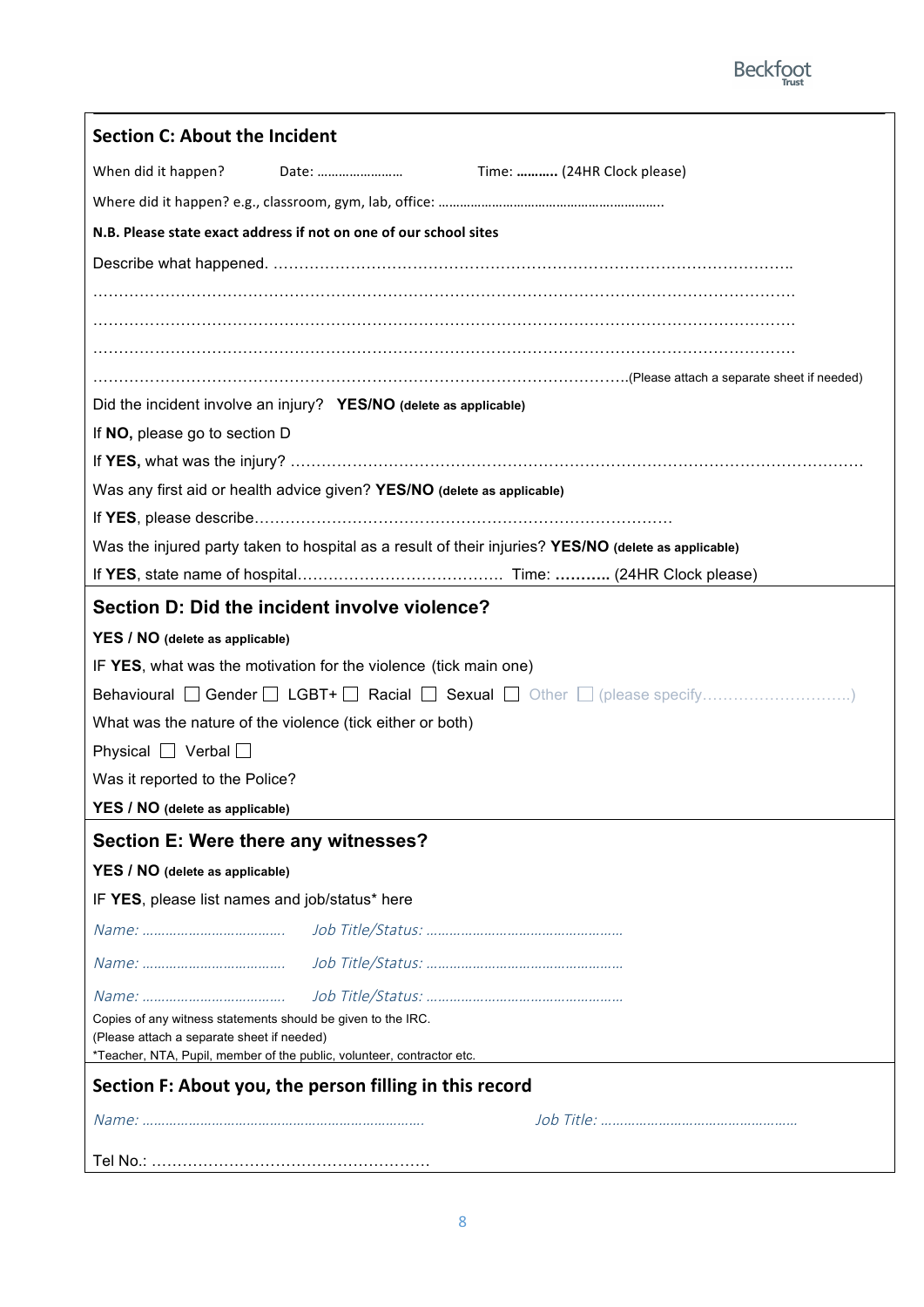## Section C: About the Incident

When did it happen? Date: …………………… Time: ……….. (24HR Clock please)

Where did it happen? e.g., classroom, gym, lab, office: ……………………………………………………..

**N.B. Please state exact address if not on one of our school sites**

Describe what happened. ………………………………………………………………………………………..

………………………………………………………………………………………………………………………

………………………………………………………………………………………………………………………

………………………………………………………………………………………………………………………

……………………………………………………………………………………………….(Please attach a separate sheet if needed)

Did the incident involve an injury? **YES/NO (delete as applicable)**

If **NO,** please go to section D

If **YES,** what was the injury? ……………………………………………………………………………………………………………

Was any first aid or health advice given? **YES/NO (delete as applicable)**

If **YES**, please describe……………………………………………………………………………

Was the injured party taken to hospital as a result of their injuries? **YES/NO (delete as applicable)**

If **YES**, state name of hospital………………………………… Time: **………..** (24HR Clock please)

## Section D: Did the incident involve violence?

**YES / NO (delete as applicable)**

IF **YES**, what was the motivation for the violence (tick main one)

Behavioural ☐ Gender ☐ LGBT+ ☐ Racial ☐ Sexual ☐ Other ☐ (please specify………………………..)

What was the nature of the violence (tick either or both)

Physical ☐ Verbal ☐

Was it reported to the Police?

**YES / NO (delete as applicable)**

## Section E: Were there any witnesses?

**YES / NO (delete as applicable)**

IF **YES**, please list names and job/status* here

*Name: ………………………………* *Job Title/Status: ……………………………………………*

*Name: ………………………………* *Job Title/Status: ……………………………………………*

*Name: ………………………………* *Job Title/Status: ……………………………………………*

Copies of any witness statements should be given to the IRC.
(Please attach a separate sheet if needed)
*Teacher, NTA, Pupil, member of the public, volunteer, contractor etc.

## Section F: About you, the person filling in this record

*Name: ……………………………………………………………* *Job Title: ……………………………………………*

Tel No.: ………………………………………………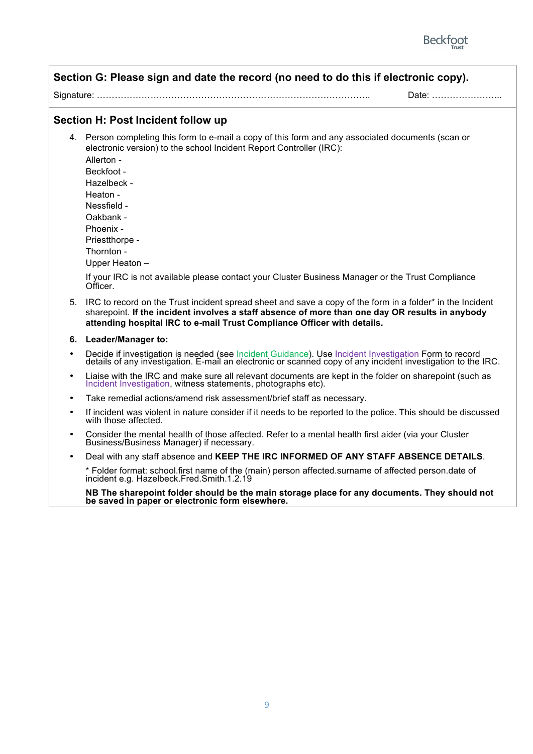## Section G: Please sign and date the record (no need to do this if electronic copy).

Signature: ……………………………………………………………………………….. Date: …………………...

## Section H: Post Incident follow up

4. Person completing this form to e-mail a copy of this form and any associated documents (scan or electronic version) to the school Incident Report Controller (IRC):
   Allerton -
   Beckfoot -
   Hazelbeck -
   Heaton -
   Nessfield -
   Oakbank -
   Phoenix -
   Priestthorpe -
   Thornton -
   Upper Heaton –

   If your IRC is not available please contact your Cluster Business Manager or the Trust Compliance Officer.

5. IRC to record on the Trust incident spread sheet and save a copy of the form in a folder* in the Incident sharepoint. **If the incident involves a staff absence of more than one day OR results in anybody attending hospital IRC to e-mail Trust Compliance Officer with details.**

6. **Leader/Manager to:**

- Decide if investigation is needed (see Incident Guidance). Use Incident Investigation Form to record details of any investigation. E-mail an electronic or scanned copy of any incident investigation to the IRC.
- Liaise with the IRC and make sure all relevant documents are kept in the folder on sharepoint (such as Incident Investigation, witness statements, photographs etc).
- Take remedial actions/amend risk assessment/brief staff as necessary.
- If incident was violent in nature consider if it needs to be reported to the police. This should be discussed with those affected.
- Consider the mental health of those affected. Refer to a mental health first aider (via your Cluster Business/Business Manager) if necessary.
- Deal with any staff absence and **KEEP THE IRC INFORMED OF ANY STAFF ABSENCE DETAILS**.

  * Folder format: school.first name of the (main) person affected.surname of affected person.date of incident e.g. Hazelbeck.Fred.Smith.1.2.19

  **NB The sharepoint folder should be the main storage place for any documents. They should not be saved in paper or electronic form elsewhere.**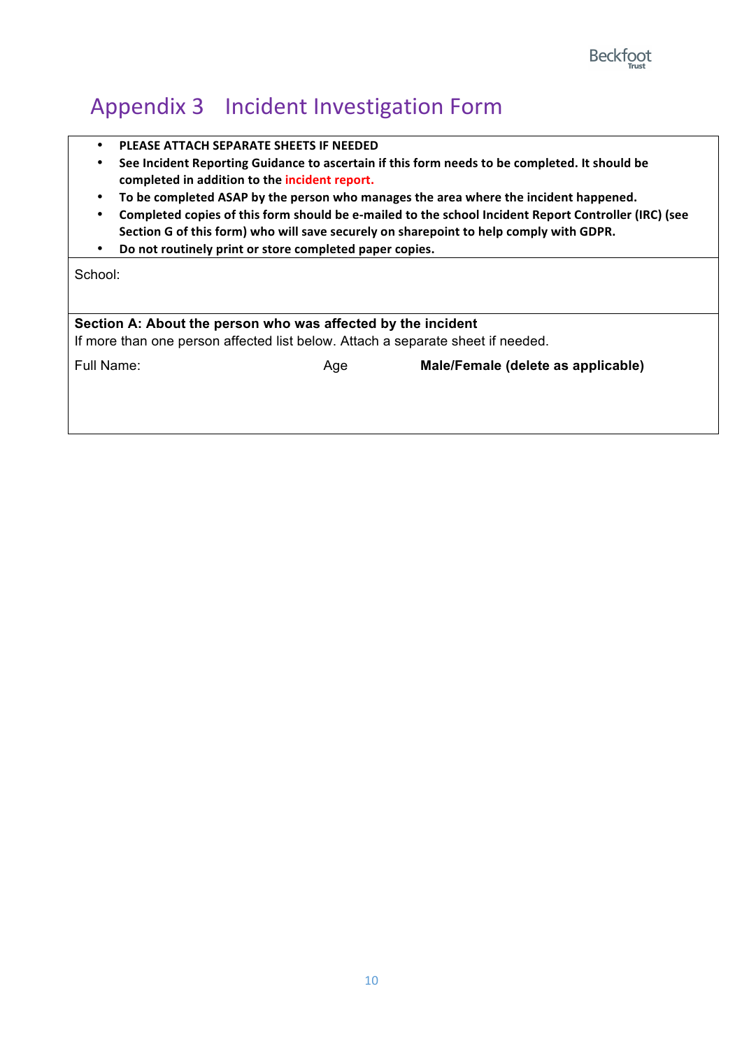# Appendix 3 Incident Investigation Form

- **PLEASE ATTACH SEPARATE SHEETS IF NEEDED**
- **See Incident Reporting Guidance to ascertain if this form needs to be completed. It should be completed in addition to the incident report.**
- **To be completed ASAP by the person who manages the area where the incident happened.**
- **Completed copies of this form should be e-mailed to the school Incident Report Controller (IRC) (see Section G of this form) who will save securely on sharepoint to help comply with GDPR.**
- **Do not routinely print or store completed paper copies.**

School:

**Section A: About the person who was affected by the incident**

If more than one person affected list below. Attach a separate sheet if needed.

| Full Name: | Age | **Male/Female (delete as applicable)** |
|---|---|---|
| | | |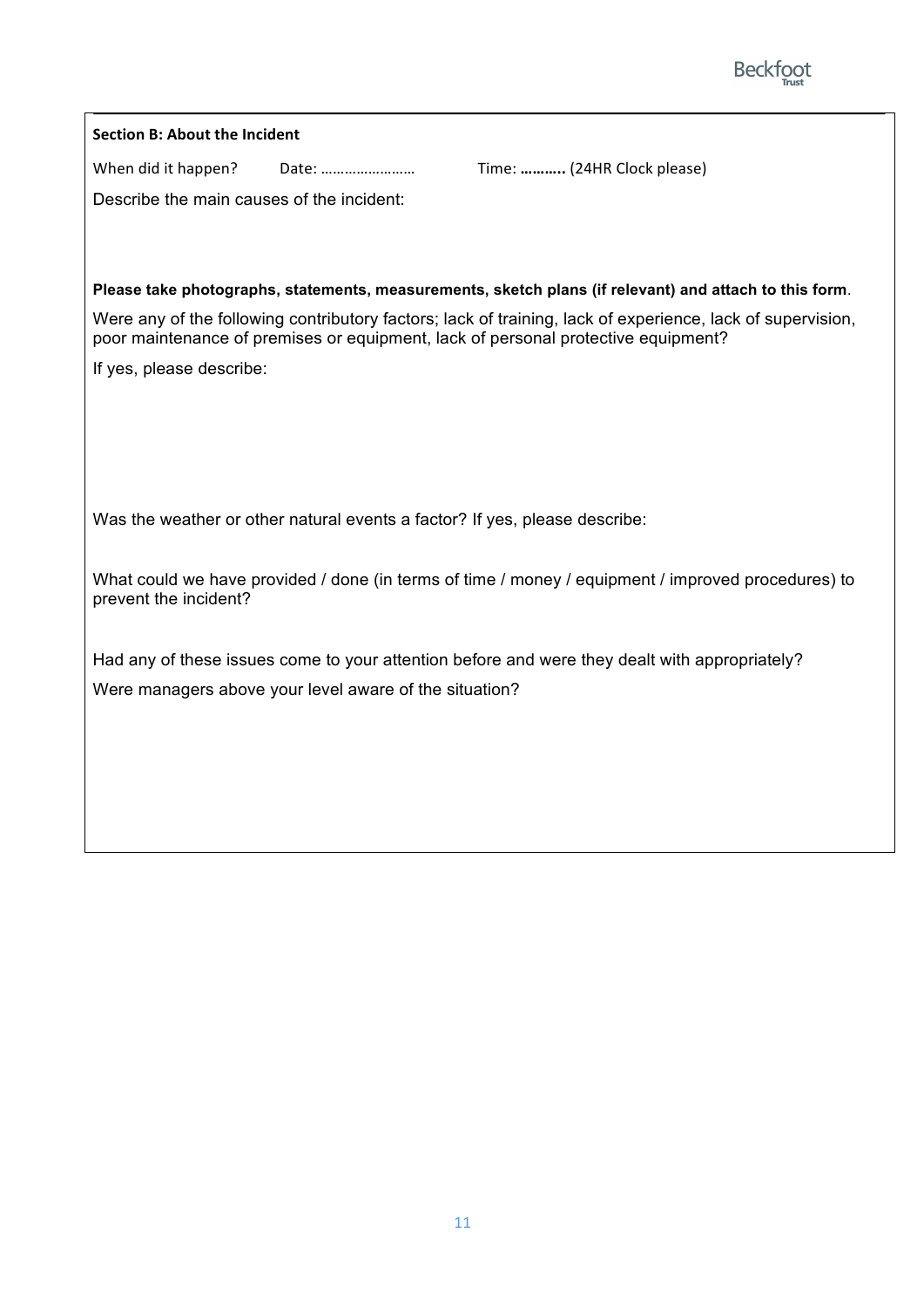**Section B: About the Incident**

When did it happen? Date: …………………… Time: **………..** (24HR Clock please)

Describe the main causes of the incident:

**Please take photographs, statements, measurements, sketch plans (if relevant) and attach to this form**.

Were any of the following contributory factors; lack of training, lack of experience, lack of supervision, poor maintenance of premises or equipment, lack of personal protective equipment?

If yes, please describe:

Was the weather or other natural events a factor? If yes, please describe:

What could we have provided / done (in terms of time / money / equipment / improved procedures) to prevent the incident?

Had any of these issues come to your attention before and were they dealt with appropriately?

Were managers above your level aware of the situation?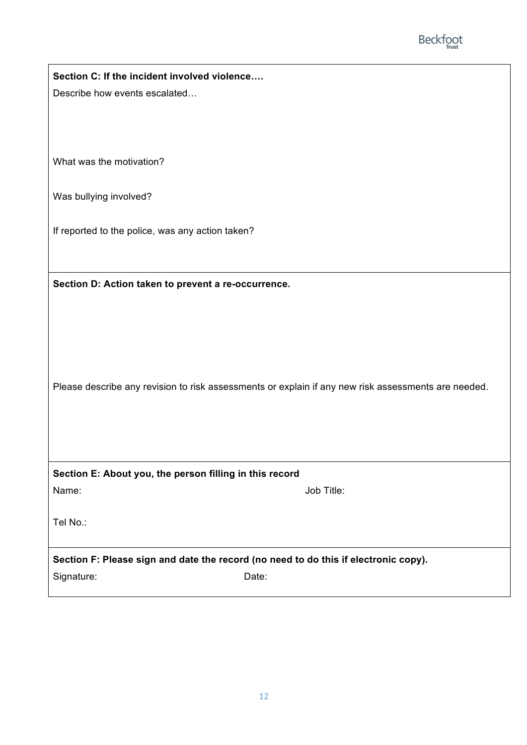**Section C: If the incident involved violence….**

Describe how events escalated…

What was the motivation?

Was bullying involved?

If reported to the police, was any action taken?

**Section D: Action taken to prevent a re-occurrence.**

Please describe any revision to risk assessments or explain if any new risk assessments are needed.

**Section E: About you, the person filling in this record**

Name: Job Title:

Tel No.:

**Section F: Please sign and date the record (no need to do this if electronic copy).**

Signature: Date: